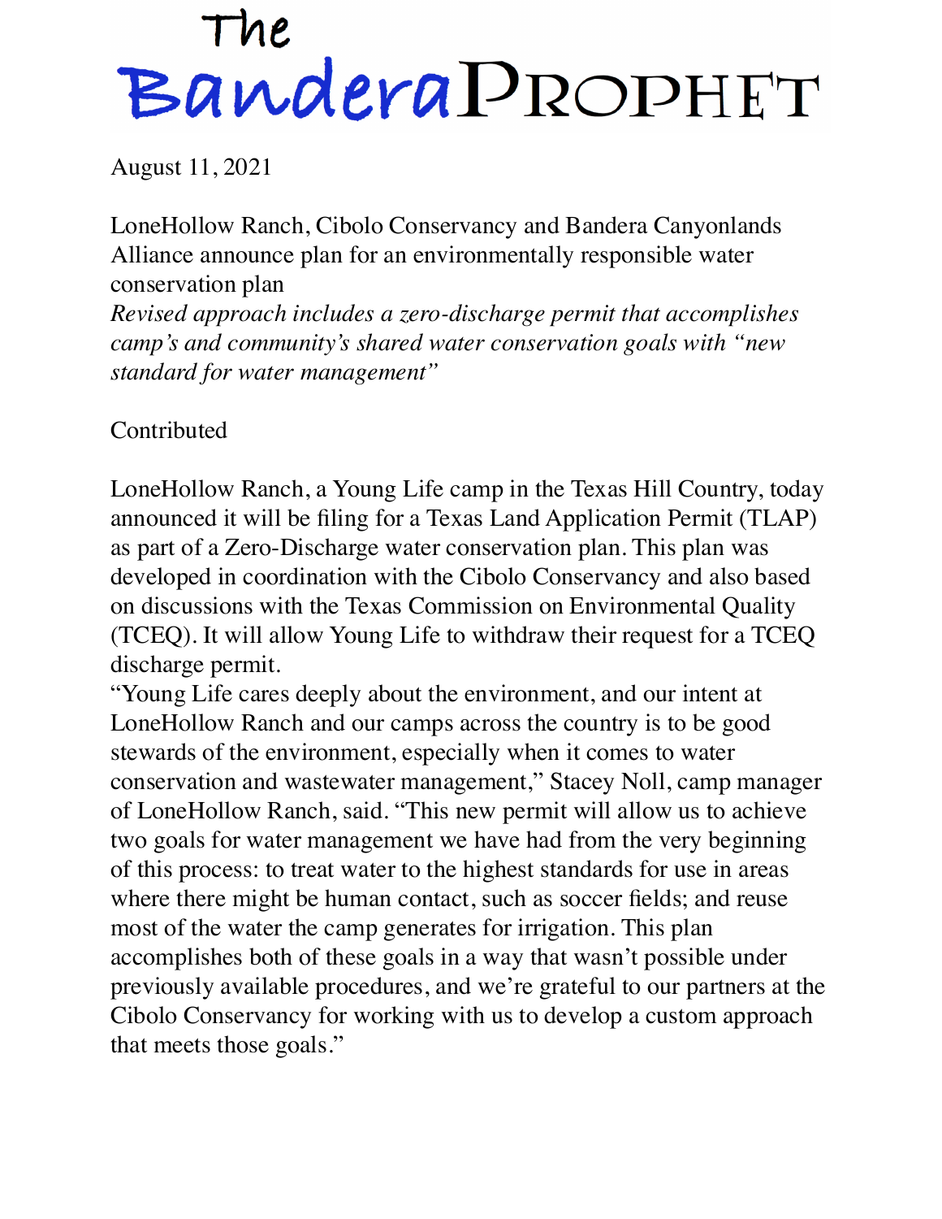# The Bandera Prophet

August 11, 2021

## LoneHollow Ranch, Cibolo Conservancy and Bandera Canyonlands Alliance announce plan for an environmentally responsible water conservation plan

*Revised approach includes a zero-discharge permit that accomplishes camp's and community's shared water conservation goals with "new standard for water management"*

Contributed

LoneHollow Ranch, a Young Life camp in the Texas Hill Country, today announced it will be filing for a Texas Land Application Permit (TLAP) as part of a Zero-Discharge water conservation plan. This plan was developed in coordination with the Cibolo Conservancy and also based on discussions with the Texas Commission on Environmental Quality (TCEQ). It will allow Young Life to withdraw their request for a TCEQ discharge permit.

"Young Life cares deeply about the environment, and our intent at LoneHollow Ranch and our camps across the country is to be good stewards of the environment, especially when it comes to water conservation and wastewater management," Stacey Noll, camp manager of LoneHollow Ranch, said. "This new permit will allow us to achieve two goals for water management we have had from the very beginning of this process: to treat water to the highest standards for use in areas where there might be human contact, such as soccer fields; and reuse most of the water the camp generates for irrigation. This plan accomplishes both of these goals in a way that wasn't possible under previously available procedures, and we're grateful to our partners at the Cibolo Conservancy for working with us to develop a custom approach that meets those goals."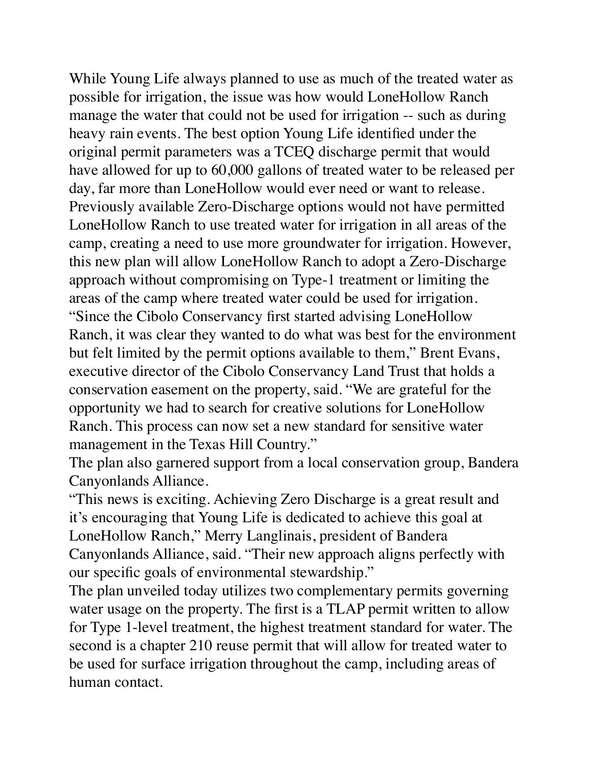While Young Life always planned to use as much of the treated water as possible for irrigation, the issue was how would LoneHollow Ranch manage the water that could not be used for irrigation -- such as during heavy rain events. The best option Young Life identified under the original permit parameters was a TCEQ discharge permit that would have allowed for up to 60,000 gallons of treated water to be released per day, far more than LoneHollow would ever need or want to release. Previously available Zero-Discharge options would not have permitted LoneHollow Ranch to use treated water for irrigation in all areas of the camp, creating a need to use more groundwater for irrigation. However, this new plan will allow LoneHollow Ranch to adopt a Zero-Discharge approach without compromising on Type-1 treatment or limiting the areas of the camp where treated water could be used for irrigation.

"Since the Cibolo Conservancy first started advising LoneHollow Ranch, it was clear they wanted to do what was best for the environment but felt limited by the permit options available to them," Brent Evans, executive director of the Cibolo Conservancy Land Trust that holds a conservation easement on the property, said. "We are grateful for the opportunity we had to search for creative solutions for LoneHollow Ranch. This process can now set a new standard for sensitive water management in the Texas Hill Country."

The plan also garnered support from a local conservation group, Bandera Canyonlands Alliance.

"This news is exciting. Achieving Zero Discharge is a great result and it's encouraging that Young Life is dedicated to achieve this goal at LoneHollow Ranch," Merry Langlinais, president of Bandera Canyonlands Alliance, said. "Their new approach aligns perfectly with our specific goals of environmental stewardship."

The plan unveiled today utilizes two complementary permits governing water usage on the property. The first is a TLAP permit written to allow for Type 1-level treatment, the highest treatment standard for water. The second is a chapter 210 reuse permit that will allow for treated water to be used for surface irrigation throughout the camp, including areas of human contact.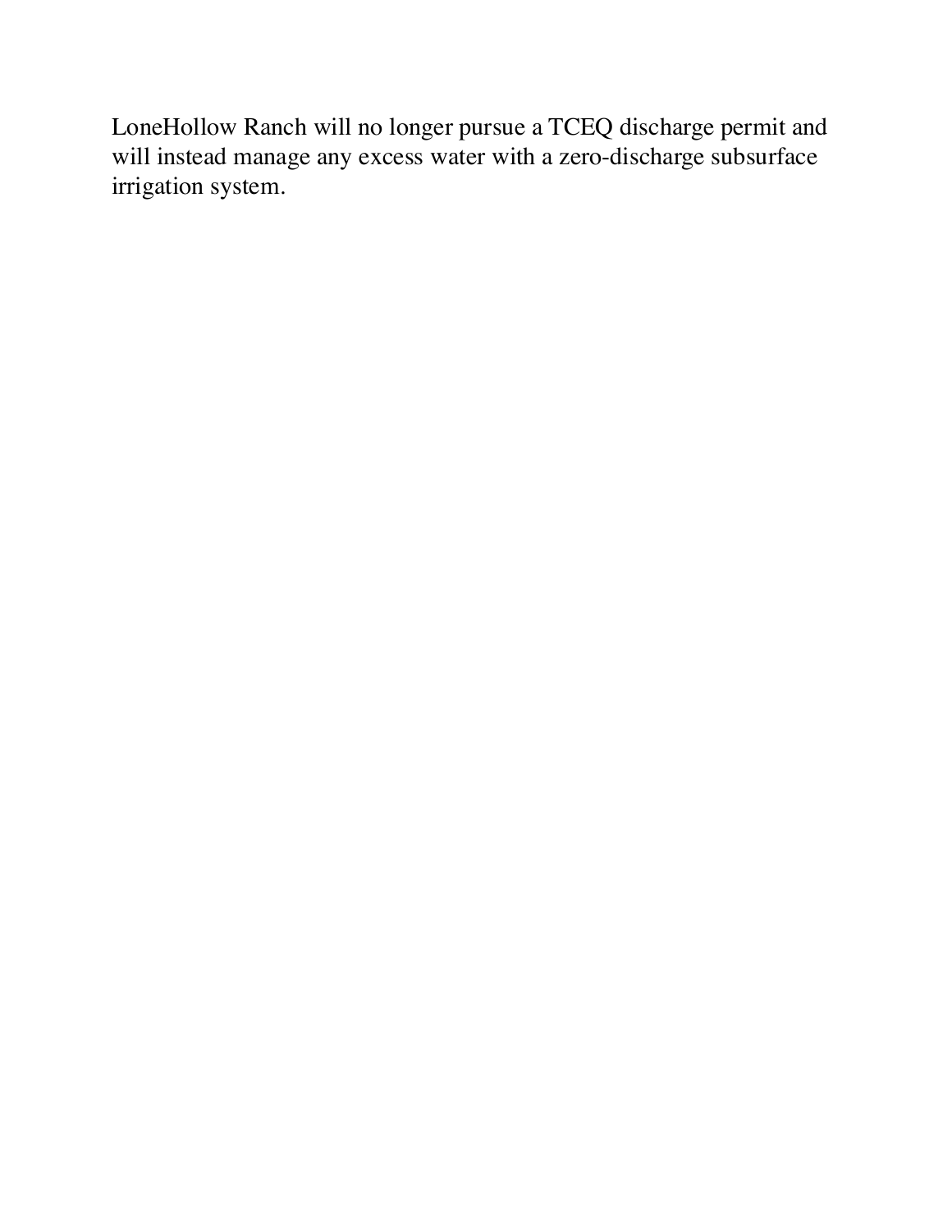LoneHollow Ranch will no longer pursue a TCEQ discharge permit and will instead manage any excess water with a zero-discharge subsurface irrigation system.